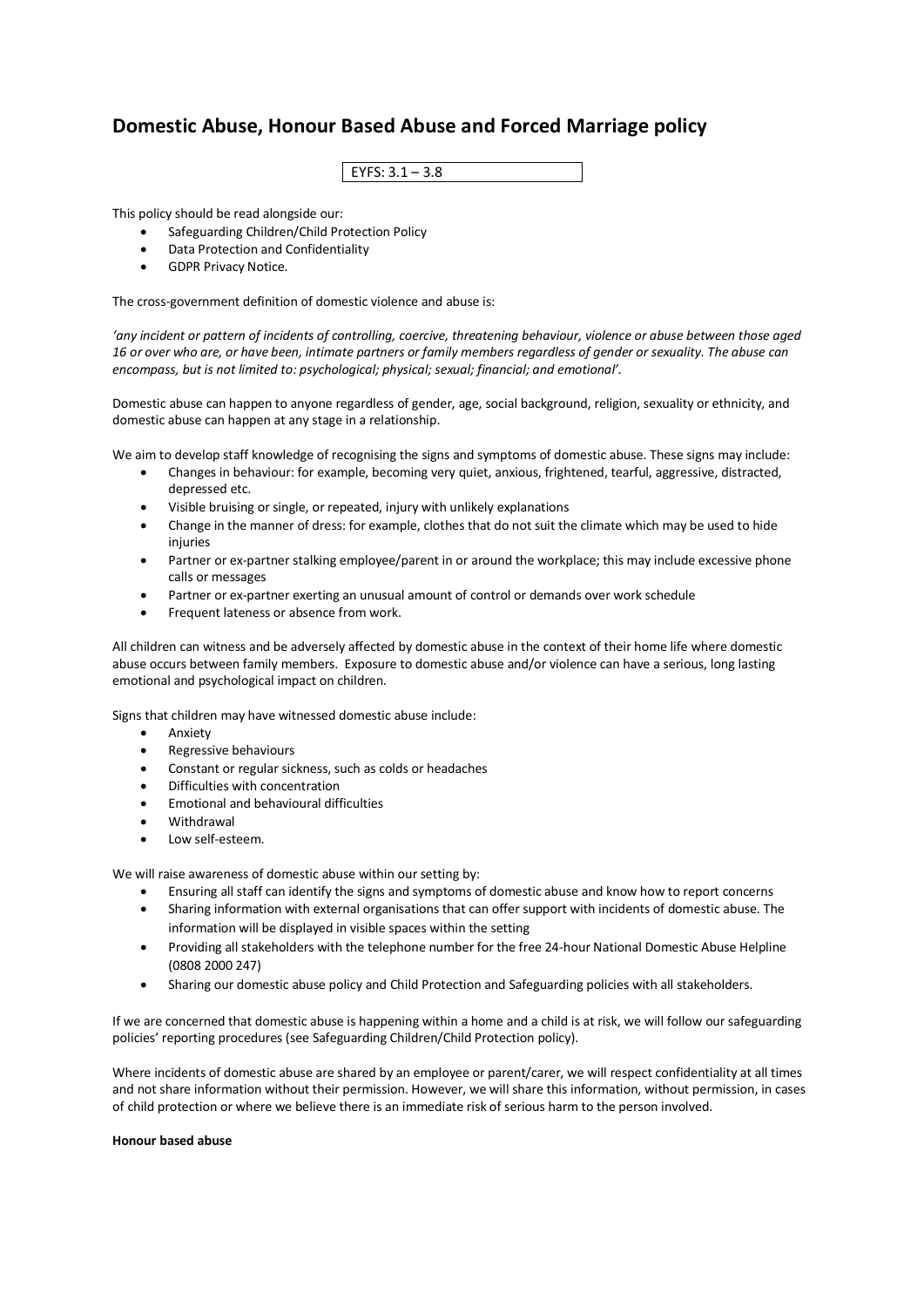# Domestic Abuse, Honour Based Abuse and Forced Marriage policy

EYFS: 3.1 – 3.8

This policy should be read alongside our:

- Safeguarding Children/Child Protection Policy
- Data Protection and Confidentiality
- GDPR Privacy Notice.

The cross-government definition of domestic violence and abuse is:

*'any incident or pattern of incidents of controlling, coercive, threatening behaviour, violence or abuse between those aged 16 or over who are, or have been, intimate partners or family members regardless of gender or sexuality. The abuse can encompass, but is not limited to: psychological; physical; sexual; financial; and emotional'.*

Domestic abuse can happen to anyone regardless of gender, age, social background, religion, sexuality or ethnicity, and domestic abuse can happen at any stage in a relationship.

We aim to develop staff knowledge of recognising the signs and symptoms of domestic abuse. These signs may include:

- Changes in behaviour: for example, becoming very quiet, anxious, frightened, tearful, aggressive, distracted, depressed etc.
- Visible bruising or single, or repeated, injury with unlikely explanations
- Change in the manner of dress: for example, clothes that do not suit the climate which may be used to hide injuries
- Partner or ex-partner stalking employee/parent in or around the workplace; this may include excessive phone calls or messages
- Partner or ex-partner exerting an unusual amount of control or demands over work schedule
- Frequent lateness or absence from work.

All children can witness and be adversely affected by domestic abuse in the context of their home life where domestic abuse occurs between family members. Exposure to domestic abuse and/or violence can have a serious, long lasting emotional and psychological impact on children.

Signs that children may have witnessed domestic abuse include:

- Anxiety
- Regressive behaviours
- Constant or regular sickness, such as colds or headaches
- Difficulties with concentration
- Emotional and behavioural difficulties
- Withdrawal
- Low self-esteem.

We will raise awareness of domestic abuse within our setting by:

- Ensuring all staff can identify the signs and symptoms of domestic abuse and know how to report concerns
- Sharing information with external organisations that can offer support with incidents of domestic abuse. The information will be displayed in visible spaces within the setting
- Providing all stakeholders with the telephone number for the free 24-hour National Domestic Abuse Helpline (0808 2000 247)
- Sharing our domestic abuse policy and Child Protection and Safeguarding policies with all stakeholders.

If we are concerned that domestic abuse is happening within a home and a child is at risk, we will follow our safeguarding policies' reporting procedures (see Safeguarding Children/Child Protection policy).

Where incidents of domestic abuse are shared by an employee or parent/carer, we will respect confidentiality at all times and not share information without their permission. However, we will share this information, without permission, in cases of child protection or where we believe there is an immediate risk of serious harm to the person involved.

**Honour based abuse**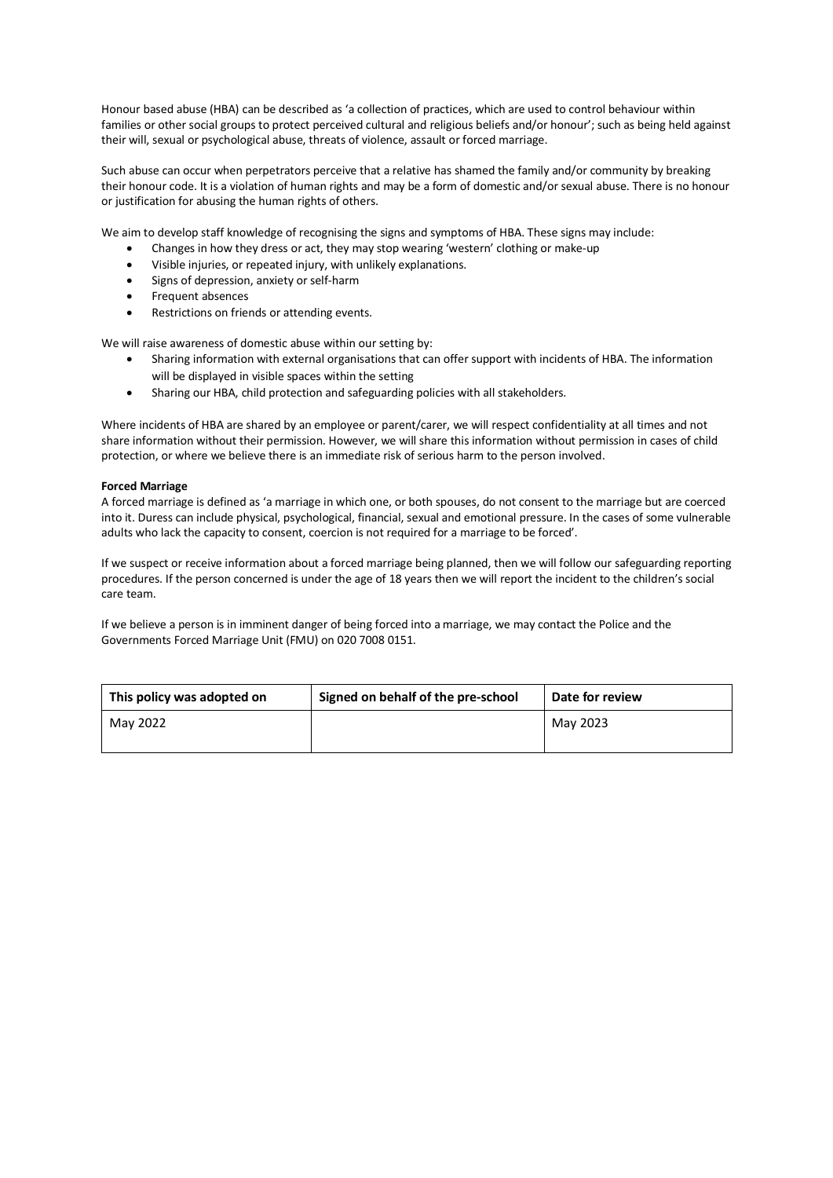Honour based abuse (HBA) can be described as 'a collection of practices, which are used to control behaviour within families or other social groups to protect perceived cultural and religious beliefs and/or honour'; such as being held against their will, sexual or psychological abuse, threats of violence, assault or forced marriage.

Such abuse can occur when perpetrators perceive that a relative has shamed the family and/or community by breaking their honour code. It is a violation of human rights and may be a form of domestic and/or sexual abuse. There is no honour or justification for abusing the human rights of others.

We aim to develop staff knowledge of recognising the signs and symptoms of HBA. These signs may include:

- Changes in how they dress or act, they may stop wearing 'western' clothing or make-up
- Visible injuries, or repeated injury, with unlikely explanations.
- Signs of depression, anxiety or self-harm
- Frequent absences
- Restrictions on friends or attending events.

We will raise awareness of domestic abuse within our setting by:

- Sharing information with external organisations that can offer support with incidents of HBA. The information will be displayed in visible spaces within the setting
- Sharing our HBA, child protection and safeguarding policies with all stakeholders.

Where incidents of HBA are shared by an employee or parent/carer, we will respect confidentiality at all times and not share information without their permission. However, we will share this information without permission in cases of child protection, or where we believe there is an immediate risk of serious harm to the person involved.

**Forced Marriage**

A forced marriage is defined as 'a marriage in which one, or both spouses, do not consent to the marriage but are coerced into it. Duress can include physical, psychological, financial, sexual and emotional pressure. In the cases of some vulnerable adults who lack the capacity to consent, coercion is not required for a marriage to be forced'.

If we suspect or receive information about a forced marriage being planned, then we will follow our safeguarding reporting procedures. If the person concerned is under the age of 18 years then we will report the incident to the children's social care team.

If we believe a person is in imminent danger of being forced into a marriage, we may contact the Police and the Governments Forced Marriage Unit (FMU) on 020 7008 0151.

| This policy was adopted on | Signed on behalf of the pre-school | Date for review |
|---|---|---|
| May 2022 | | May 2023 |